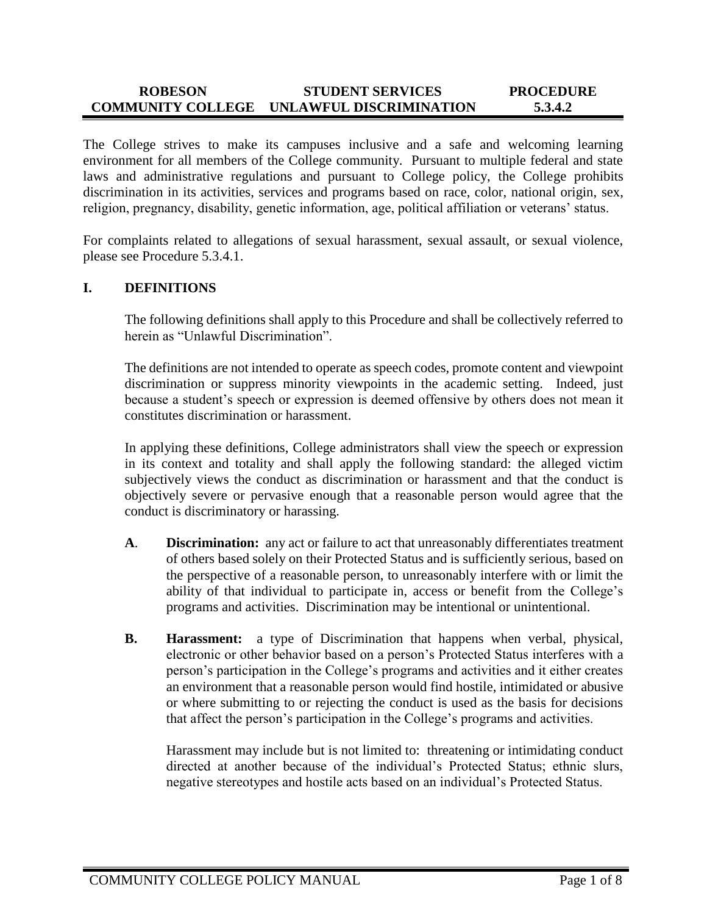**ROBESON COMMUNITY COLLEGE — STUDENT SERVICES — UNLAWFUL DISCRIMINATION — PROCEDURE 5.3.4.2**

The College strives to make its campuses inclusive and a safe and welcoming learning environment for all members of the College community. Pursuant to multiple federal and state laws and administrative regulations and pursuant to College policy, the College prohibits discrimination in its activities, services and programs based on race, color, national origin, sex, religion, pregnancy, disability, genetic information, age, political affiliation or veterans' status.

For complaints related to allegations of sexual harassment, sexual assault, or sexual violence, please see Procedure 5.3.4.1.

## I. DEFINITIONS

The following definitions shall apply to this Procedure and shall be collectively referred to herein as "Unlawful Discrimination".

The definitions are not intended to operate as speech codes, promote content and viewpoint discrimination or suppress minority viewpoints in the academic setting. Indeed, just because a student's speech or expression is deemed offensive by others does not mean it constitutes discrimination or harassment.

In applying these definitions, College administrators shall view the speech or expression in its context and totality and shall apply the following standard: the alleged victim subjectively views the conduct as discrimination or harassment and that the conduct is objectively severe or pervasive enough that a reasonable person would agree that the conduct is discriminatory or harassing.

**A. Discrimination:** any act or failure to act that unreasonably differentiates treatment of others based solely on their Protected Status and is sufficiently serious, based on the perspective of a reasonable person, to unreasonably interfere with or limit the ability of that individual to participate in, access or benefit from the College's programs and activities. Discrimination may be intentional or unintentional.

**B. Harassment:** a type of Discrimination that happens when verbal, physical, electronic or other behavior based on a person's Protected Status interferes with a person's participation in the College's programs and activities and it either creates an environment that a reasonable person would find hostile, intimidated or abusive or where submitting to or rejecting the conduct is used as the basis for decisions that affect the person's participation in the College's programs and activities.

Harassment may include but is not limited to: threatening or intimidating conduct directed at another because of the individual's Protected Status; ethnic slurs, negative stereotypes and hostile acts based on an individual's Protected Status.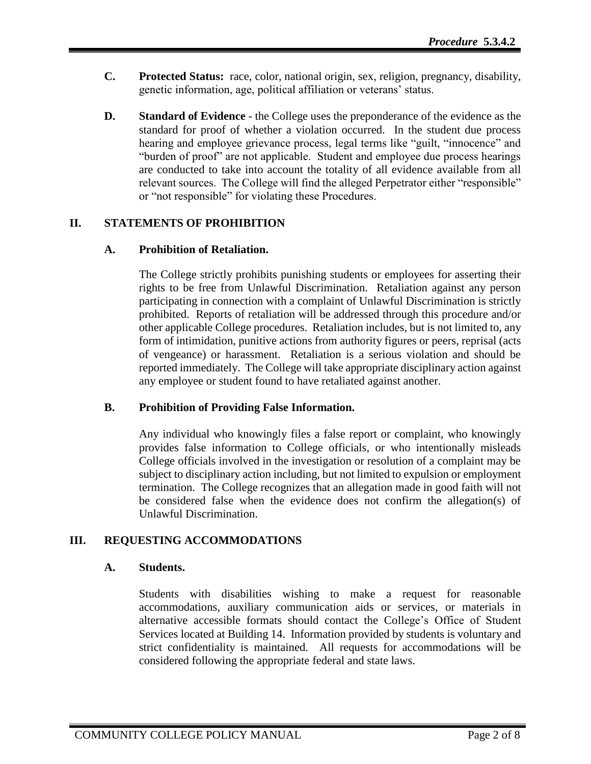- **C.** **Protected Status:** race, color, national origin, sex, religion, pregnancy, disability, genetic information, age, political affiliation or veterans' status.

- **D.** **Standard of Evidence** - the College uses the preponderance of the evidence as the standard for proof of whether a violation occurred. In the student due process hearing and employee grievance process, legal terms like "guilt, "innocence" and "burden of proof" are not applicable. Student and employee due process hearings are conducted to take into account the totality of all evidence available from all relevant sources. The College will find the alleged Perpetrator either "responsible" or "not responsible" for violating these Procedures.

## II. STATEMENTS OF PROHIBITION

### A. Prohibition of Retaliation.

The College strictly prohibits punishing students or employees for asserting their rights to be free from Unlawful Discrimination. Retaliation against any person participating in connection with a complaint of Unlawful Discrimination is strictly prohibited. Reports of retaliation will be addressed through this procedure and/or other applicable College procedures. Retaliation includes, but is not limited to, any form of intimidation, punitive actions from authority figures or peers, reprisal (acts of vengeance) or harassment. Retaliation is a serious violation and should be reported immediately. The College will take appropriate disciplinary action against any employee or student found to have retaliated against another.

### B. Prohibition of Providing False Information.

Any individual who knowingly files a false report or complaint, who knowingly provides false information to College officials, or who intentionally misleads College officials involved in the investigation or resolution of a complaint may be subject to disciplinary action including, but not limited to expulsion or employment termination. The College recognizes that an allegation made in good faith will not be considered false when the evidence does not confirm the allegation(s) of Unlawful Discrimination.

## III. REQUESTING ACCOMMODATIONS

### A. Students.

Students with disabilities wishing to make a request for reasonable accommodations, auxiliary communication aids or services, or materials in alternative accessible formats should contact the College's Office of Student Services located at Building 14. Information provided by students is voluntary and strict confidentiality is maintained. All requests for accommodations will be considered following the appropriate federal and state laws.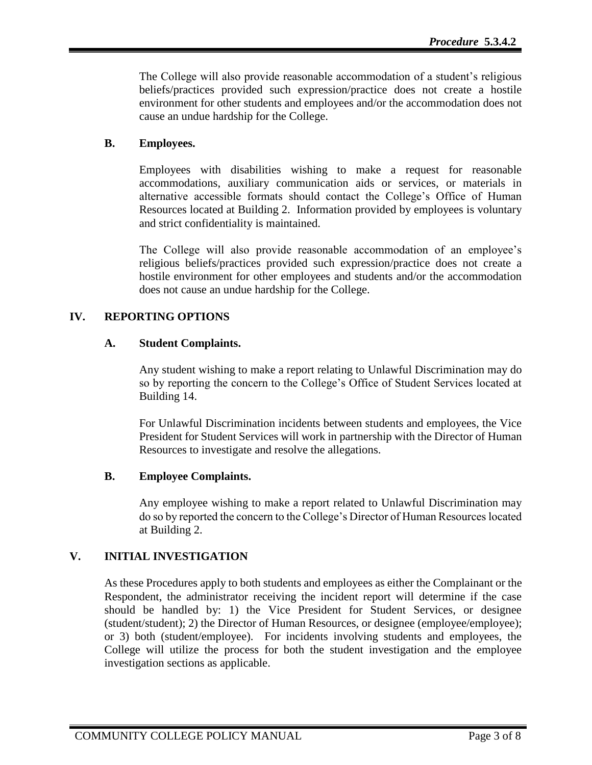The College will also provide reasonable accommodation of a student's religious beliefs/practices provided such expression/practice does not create a hostile environment for other students and employees and/or the accommodation does not cause an undue hardship for the College.

### B. Employees.

Employees with disabilities wishing to make a request for reasonable accommodations, auxiliary communication aids or services, or materials in alternative accessible formats should contact the College's Office of Human Resources located at Building 2. Information provided by employees is voluntary and strict confidentiality is maintained.

The College will also provide reasonable accommodation of an employee's religious beliefs/practices provided such expression/practice does not create a hostile environment for other employees and students and/or the accommodation does not cause an undue hardship for the College.

## IV. REPORTING OPTIONS

### A. Student Complaints.

Any student wishing to make a report relating to Unlawful Discrimination may do so by reporting the concern to the College's Office of Student Services located at Building 14.

For Unlawful Discrimination incidents between students and employees, the Vice President for Student Services will work in partnership with the Director of Human Resources to investigate and resolve the allegations.

### B. Employee Complaints.

Any employee wishing to make a report related to Unlawful Discrimination may do so by reported the concern to the College's Director of Human Resources located at Building 2.

## V. INITIAL INVESTIGATION

As these Procedures apply to both students and employees as either the Complainant or the Respondent, the administrator receiving the incident report will determine if the case should be handled by: 1) the Vice President for Student Services, or designee (student/student); 2) the Director of Human Resources, or designee (employee/employee); or 3) both (student/employee). For incidents involving students and employees, the College will utilize the process for both the student investigation and the employee investigation sections as applicable.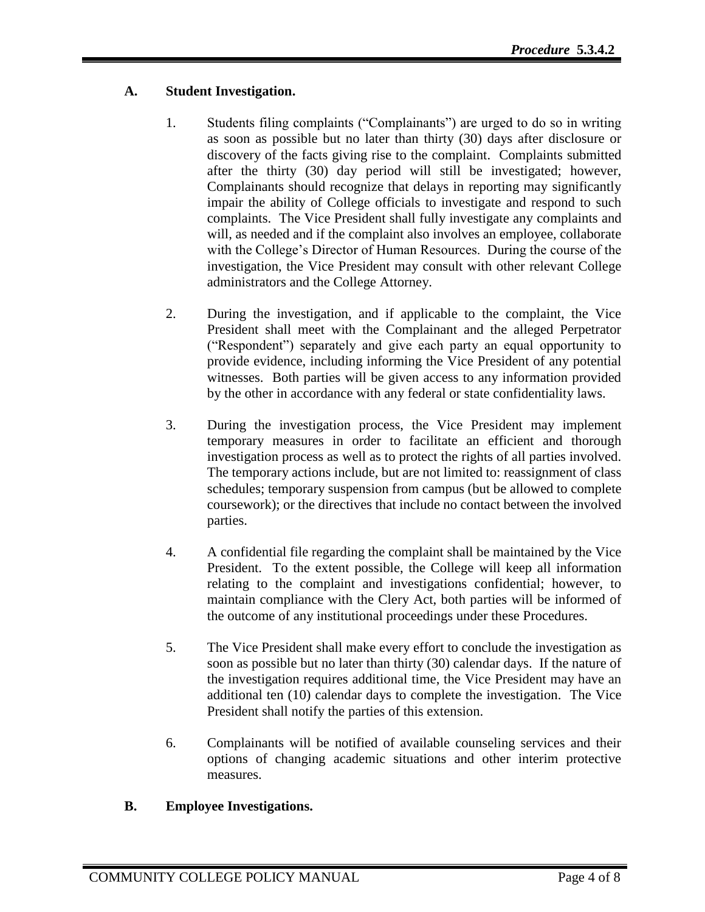## A. Student Investigation.

1. Students filing complaints ("Complainants") are urged to do so in writing as soon as possible but no later than thirty (30) days after disclosure or discovery of the facts giving rise to the complaint. Complaints submitted after the thirty (30) day period will still be investigated; however, Complainants should recognize that delays in reporting may significantly impair the ability of College officials to investigate and respond to such complaints. The Vice President shall fully investigate any complaints and will, as needed and if the complaint also involves an employee, collaborate with the College's Director of Human Resources. During the course of the investigation, the Vice President may consult with other relevant College administrators and the College Attorney.

2. During the investigation, and if applicable to the complaint, the Vice President shall meet with the Complainant and the alleged Perpetrator ("Respondent") separately and give each party an equal opportunity to provide evidence, including informing the Vice President of any potential witnesses. Both parties will be given access to any information provided by the other in accordance with any federal or state confidentiality laws.

3. During the investigation process, the Vice President may implement temporary measures in order to facilitate an efficient and thorough investigation process as well as to protect the rights of all parties involved. The temporary actions include, but are not limited to: reassignment of class schedules; temporary suspension from campus (but be allowed to complete coursework); or the directives that include no contact between the involved parties.

4. A confidential file regarding the complaint shall be maintained by the Vice President. To the extent possible, the College will keep all information relating to the complaint and investigations confidential; however, to maintain compliance with the Clery Act, both parties will be informed of the outcome of any institutional proceedings under these Procedures.

5. The Vice President shall make every effort to conclude the investigation as soon as possible but no later than thirty (30) calendar days. If the nature of the investigation requires additional time, the Vice President may have an additional ten (10) calendar days to complete the investigation. The Vice President shall notify the parties of this extension.

6. Complainants will be notified of available counseling services and their options of changing academic situations and other interim protective measures.

## B. Employee Investigations.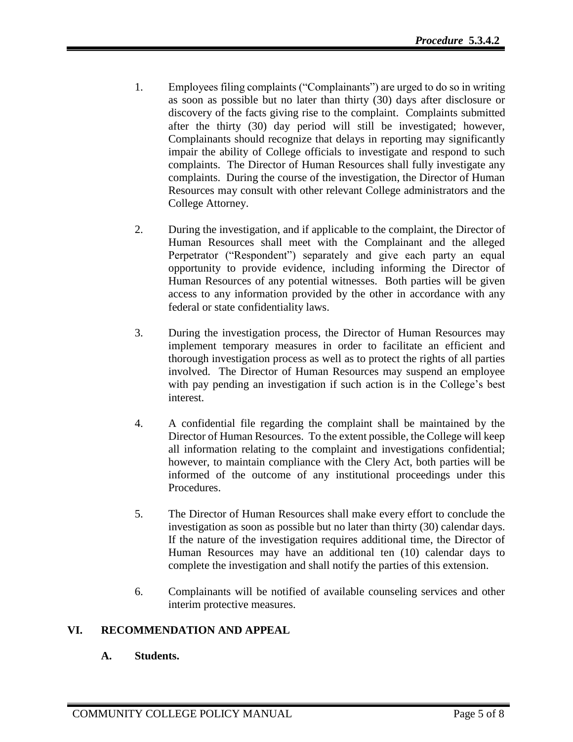1. Employees filing complaints ("Complainants") are urged to do so in writing as soon as possible but no later than thirty (30) days after disclosure or discovery of the facts giving rise to the complaint. Complaints submitted after the thirty (30) day period will still be investigated; however, Complainants should recognize that delays in reporting may significantly impair the ability of College officials to investigate and respond to such complaints. The Director of Human Resources shall fully investigate any complaints. During the course of the investigation, the Director of Human Resources may consult with other relevant College administrators and the College Attorney.

2. During the investigation, and if applicable to the complaint, the Director of Human Resources shall meet with the Complainant and the alleged Perpetrator ("Respondent") separately and give each party an equal opportunity to provide evidence, including informing the Director of Human Resources of any potential witnesses. Both parties will be given access to any information provided by the other in accordance with any federal or state confidentiality laws.

3. During the investigation process, the Director of Human Resources may implement temporary measures in order to facilitate an efficient and thorough investigation process as well as to protect the rights of all parties involved. The Director of Human Resources may suspend an employee with pay pending an investigation if such action is in the College's best interest.

4. A confidential file regarding the complaint shall be maintained by the Director of Human Resources. To the extent possible, the College will keep all information relating to the complaint and investigations confidential; however, to maintain compliance with the Clery Act, both parties will be informed of the outcome of any institutional proceedings under this Procedures.

5. The Director of Human Resources shall make every effort to conclude the investigation as soon as possible but no later than thirty (30) calendar days. If the nature of the investigation requires additional time, the Director of Human Resources may have an additional ten (10) calendar days to complete the investigation and shall notify the parties of this extension.

6. Complainants will be notified of available counseling services and other interim protective measures.

## VI. RECOMMENDATION AND APPEAL

### A. Students.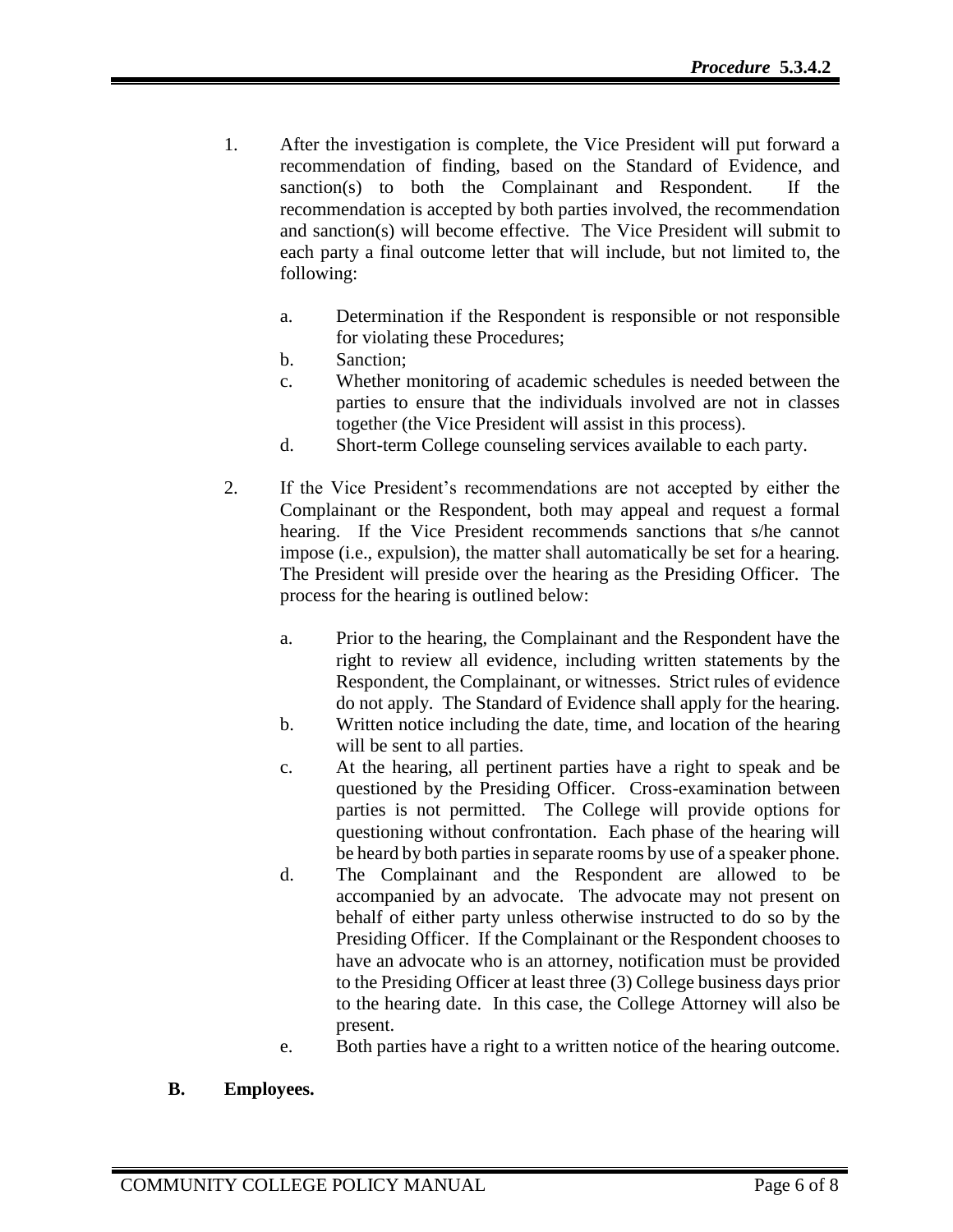1. After the investigation is complete, the Vice President will put forward a recommendation of finding, based on the Standard of Evidence, and sanction(s) to both the Complainant and Respondent. If the recommendation is accepted by both parties involved, the recommendation and sanction(s) will become effective. The Vice President will submit to each party a final outcome letter that will include, but not limited to, the following:

   a. Determination if the Respondent is responsible or not responsible for violating these Procedures;
   b. Sanction;
   c. Whether monitoring of academic schedules is needed between the parties to ensure that the individuals involved are not in classes together (the Vice President will assist in this process).
   d. Short-term College counseling services available to each party.

2. If the Vice President's recommendations are not accepted by either the Complainant or the Respondent, both may appeal and request a formal hearing. If the Vice President recommends sanctions that s/he cannot impose (i.e., expulsion), the matter shall automatically be set for a hearing. The President will preside over the hearing as the Presiding Officer. The process for the hearing is outlined below:

   a. Prior to the hearing, the Complainant and the Respondent have the right to review all evidence, including written statements by the Respondent, the Complainant, or witnesses. Strict rules of evidence do not apply. The Standard of Evidence shall apply for the hearing.
   b. Written notice including the date, time, and location of the hearing will be sent to all parties.
   c. At the hearing, all pertinent parties have a right to speak and be questioned by the Presiding Officer. Cross-examination between parties is not permitted. The College will provide options for questioning without confrontation. Each phase of the hearing will be heard by both parties in separate rooms by use of a speaker phone.
   d. The Complainant and the Respondent are allowed to be accompanied by an advocate. The advocate may not present on behalf of either party unless otherwise instructed to do so by the Presiding Officer. If the Complainant or the Respondent chooses to have an advocate who is an attorney, notification must be provided to the Presiding Officer at least three (3) College business days prior to the hearing date. In this case, the College Attorney will also be present.
   e. Both parties have a right to a written notice of the hearing outcome.

**B. Employees.**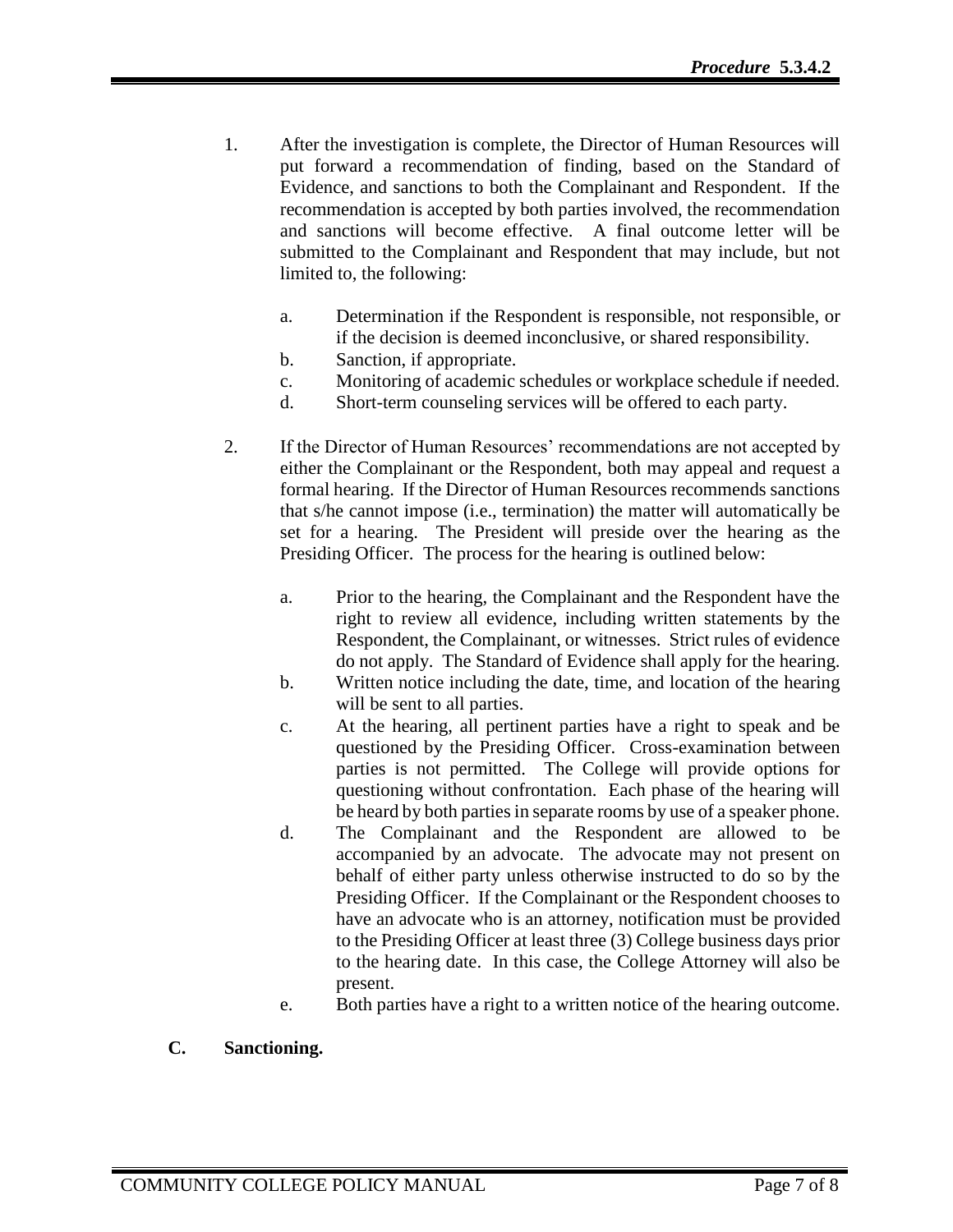1. After the investigation is complete, the Director of Human Resources will put forward a recommendation of finding, based on the Standard of Evidence, and sanctions to both the Complainant and Respondent. If the recommendation is accepted by both parties involved, the recommendation and sanctions will become effective. A final outcome letter will be submitted to the Complainant and Respondent that may include, but not limited to, the following:

   a. Determination if the Respondent is responsible, not responsible, or if the decision is deemed inconclusive, or shared responsibility.
   b. Sanction, if appropriate.
   c. Monitoring of academic schedules or workplace schedule if needed.
   d. Short-term counseling services will be offered to each party.

2. If the Director of Human Resources' recommendations are not accepted by either the Complainant or the Respondent, both may appeal and request a formal hearing. If the Director of Human Resources recommends sanctions that s/he cannot impose (i.e., termination) the matter will automatically be set for a hearing. The President will preside over the hearing as the Presiding Officer. The process for the hearing is outlined below:

   a. Prior to the hearing, the Complainant and the Respondent have the right to review all evidence, including written statements by the Respondent, the Complainant, or witnesses. Strict rules of evidence do not apply. The Standard of Evidence shall apply for the hearing.
   b. Written notice including the date, time, and location of the hearing will be sent to all parties.
   c. At the hearing, all pertinent parties have a right to speak and be questioned by the Presiding Officer. Cross-examination between parties is not permitted. The College will provide options for questioning without confrontation. Each phase of the hearing will be heard by both parties in separate rooms by use of a speaker phone.
   d. The Complainant and the Respondent are allowed to be accompanied by an advocate. The advocate may not present on behalf of either party unless otherwise instructed to do so by the Presiding Officer. If the Complainant or the Respondent chooses to have an advocate who is an attorney, notification must be provided to the Presiding Officer at least three (3) College business days prior to the hearing date. In this case, the College Attorney will also be present.
   e. Both parties have a right to a written notice of the hearing outcome.

**C. Sanctioning.**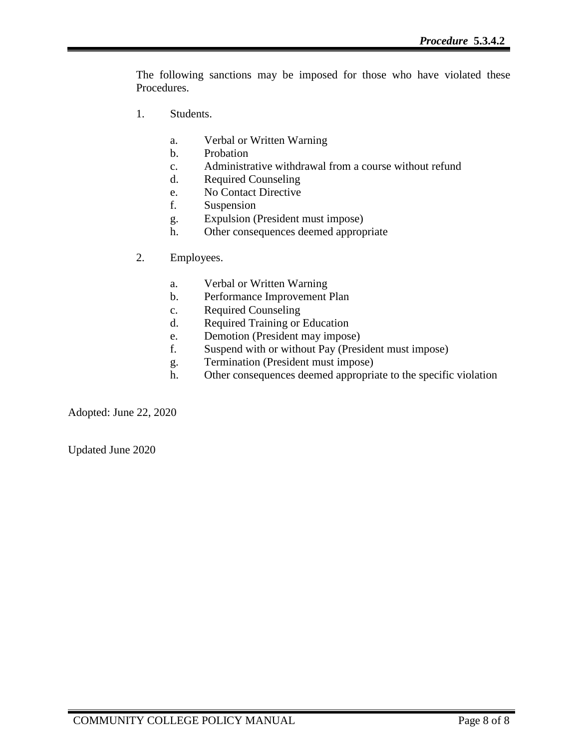The following sanctions may be imposed for those who have violated these Procedures.

1. Students.

   a. Verbal or Written Warning
   b. Probation
   c. Administrative withdrawal from a course without refund
   d. Required Counseling
   e. No Contact Directive
   f. Suspension
   g. Expulsion (President must impose)
   h. Other consequences deemed appropriate

2. Employees.

   a. Verbal or Written Warning
   b. Performance Improvement Plan
   c. Required Counseling
   d. Required Training or Education
   e. Demotion (President may impose)
   f. Suspend with or without Pay (President must impose)
   g. Termination (President must impose)
   h. Other consequences deemed appropriate to the specific violation

Adopted: June 22, 2020

Updated June 2020